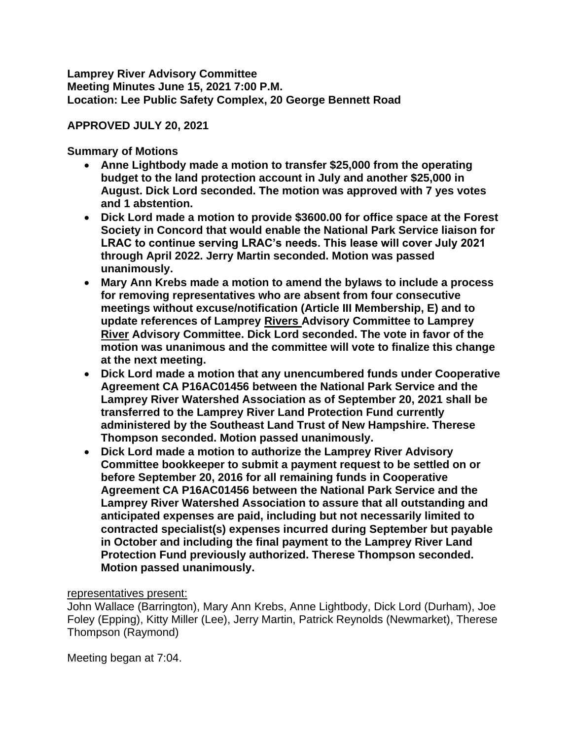**Lamprey River Advisory Committee**
**Meeting Minutes June 15, 2021 7:00 P.M.**
**Location: Lee Public Safety Complex, 20 George Bennett Road**

**APPROVED JULY 20, 2021**

**Summary of Motions**

- **Anne Lightbody made a motion to transfer $25,000 from the operating budget to the land protection account in July and another $25,000 in August. Dick Lord seconded. The motion was approved with 7 yes votes and 1 abstention.**
- **Dick Lord made a motion to provide $3600.00 for office space at the Forest Society in Concord that would enable the National Park Service liaison for LRAC to continue serving LRAC's needs. This lease will cover July 2021 through April 2022. Jerry Martin seconded. Motion was passed unanimously.**
- **Mary Ann Krebs made a motion to amend the bylaws to include a process for removing representatives who are absent from four consecutive meetings without excuse/notification (Article III Membership, E) and to update references of Lamprey <u>Rivers</u> Advisory Committee to Lamprey <u>River</u> Advisory Committee. Dick Lord seconded. The vote in favor of the motion was unanimous and the committee will vote to finalize this change at the next meeting.**
- **Dick Lord made a motion that any unencumbered funds under Cooperative Agreement CA P16AC01456 between the National Park Service and the Lamprey River Watershed Association as of September 20, 2021 shall be transferred to the Lamprey River Land Protection Fund currently administered by the Southeast Land Trust of New Hampshire. Therese Thompson seconded. Motion passed unanimously.**
- **Dick Lord made a motion to authorize the Lamprey River Advisory Committee bookkeeper to submit a payment request to be settled on or before September 20, 2016 for all remaining funds in Cooperative Agreement CA P16AC01456 between the National Park Service and the Lamprey River Watershed Association to assure that all outstanding and anticipated expenses are paid, including but not necessarily limited to contracted specialist(s) expenses incurred during September but payable in October and including the final payment to the Lamprey River Land Protection Fund previously authorized. Therese Thompson seconded. Motion passed unanimously.**

<u>representatives present:</u>
John Wallace (Barrington), Mary Ann Krebs, Anne Lightbody, Dick Lord (Durham), Joe Foley (Epping), Kitty Miller (Lee), Jerry Martin, Patrick Reynolds (Newmarket), Therese Thompson (Raymond)

Meeting began at 7:04.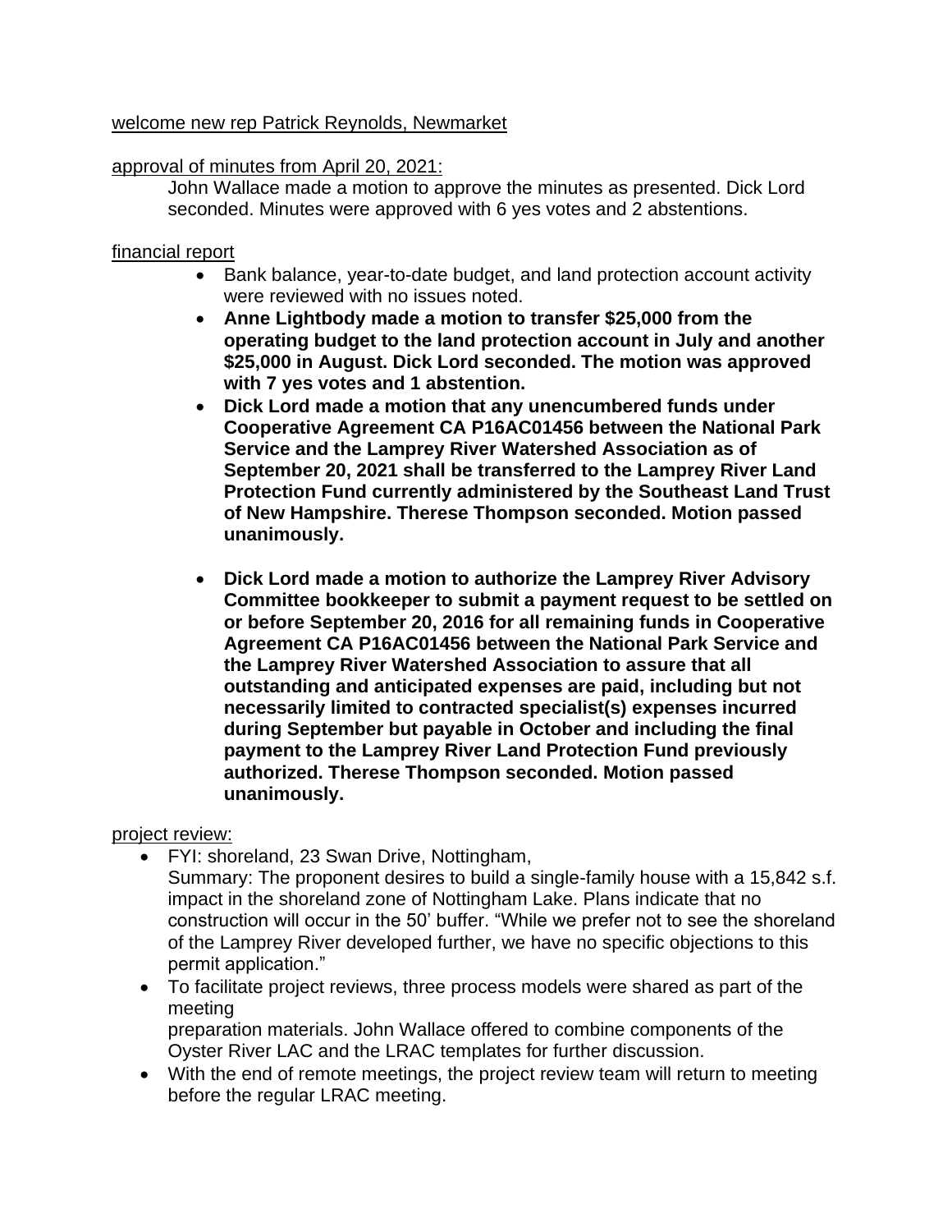welcome new rep Patrick Reynolds, Newmarket

approval of minutes from April 20, 2021:

John Wallace made a motion to approve the minutes as presented. Dick Lord seconded. Minutes were approved with 6 yes votes and 2 abstentions.

financial report

- Bank balance, year-to-date budget, and land protection account activity were reviewed with no issues noted.
- **Anne Lightbody made a motion to transfer $25,000 from the operating budget to the land protection account in July and another $25,000 in August. Dick Lord seconded. The motion was approved with 7 yes votes and 1 abstention.**
- **Dick Lord made a motion that any unencumbered funds under Cooperative Agreement CA P16AC01456 between the National Park Service and the Lamprey River Watershed Association as of September 20, 2021 shall be transferred to the Lamprey River Land Protection Fund currently administered by the Southeast Land Trust of New Hampshire. Therese Thompson seconded. Motion passed unanimously.**
- **Dick Lord made a motion to authorize the Lamprey River Advisory Committee bookkeeper to submit a payment request to be settled on or before September 20, 2016 for all remaining funds in Cooperative Agreement CA P16AC01456 between the National Park Service and the Lamprey River Watershed Association to assure that all outstanding and anticipated expenses are paid, including but not necessarily limited to contracted specialist(s) expenses incurred during September but payable in October and including the final payment to the Lamprey River Land Protection Fund previously authorized. Therese Thompson seconded. Motion passed unanimously.**

project review:

- FYI: shoreland, 23 Swan Drive, Nottingham,
  Summary: The proponent desires to build a single-family house with a 15,842 s.f. impact in the shoreland zone of Nottingham Lake. Plans indicate that no construction will occur in the 50' buffer. "While we prefer not to see the shoreland of the Lamprey River developed further, we have no specific objections to this permit application."
- To facilitate project reviews, three process models were shared as part of the meeting preparation materials. John Wallace offered to combine components of the Oyster River LAC and the LRAC templates for further discussion.
- With the end of remote meetings, the project review team will return to meeting before the regular LRAC meeting.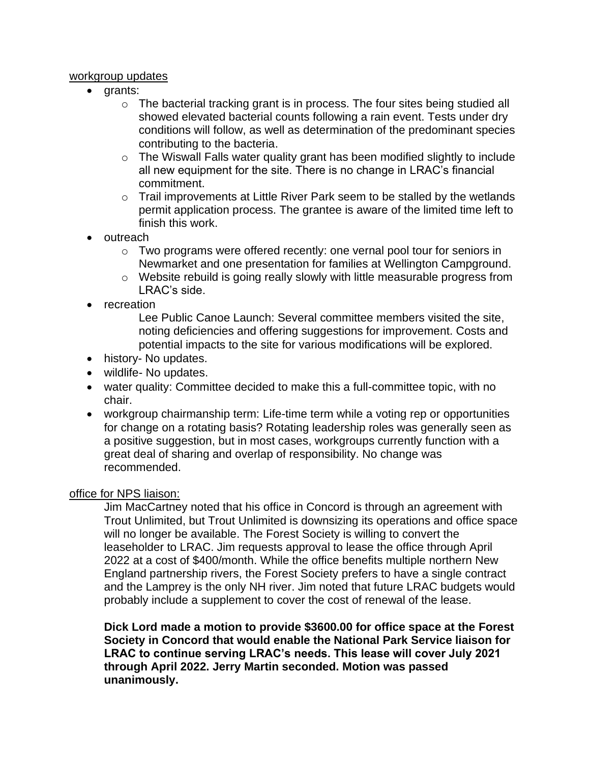workgroup updates

- grants:
  - The bacterial tracking grant is in process. The four sites being studied all showed elevated bacterial counts following a rain event. Tests under dry conditions will follow, as well as determination of the predominant species contributing to the bacteria.
  - The Wiswall Falls water quality grant has been modified slightly to include all new equipment for the site. There is no change in LRAC's financial commitment.
  - Trail improvements at Little River Park seem to be stalled by the wetlands permit application process. The grantee is aware of the limited time left to finish this work.
- outreach
  - Two programs were offered recently: one vernal pool tour for seniors in Newmarket and one presentation for families at Wellington Campground.
  - Website rebuild is going really slowly with little measurable progress from LRAC's side.
- recreation

  Lee Public Canoe Launch: Several committee members visited the site, noting deficiencies and offering suggestions for improvement. Costs and potential impacts to the site for various modifications will be explored.
- history- No updates.
- wildlife- No updates.
- water quality: Committee decided to make this a full-committee topic, with no chair.
- workgroup chairmanship term: Life-time term while a voting rep or opportunities for change on a rotating basis? Rotating leadership roles was generally seen as a positive suggestion, but in most cases, workgroups currently function with a great deal of sharing and overlap of responsibility. No change was recommended.

office for NPS liaison:

Jim MacCartney noted that his office in Concord is through an agreement with Trout Unlimited, but Trout Unlimited is downsizing its operations and office space will no longer be available. The Forest Society is willing to convert the leaseholder to LRAC. Jim requests approval to lease the office through April 2022 at a cost of $400/month. While the office benefits multiple northern New England partnership rivers, the Forest Society prefers to have a single contract and the Lamprey is the only NH river. Jim noted that future LRAC budgets would probably include a supplement to cover the cost of renewal of the lease.

**Dick Lord made a motion to provide $3600.00 for office space at the Forest Society in Concord that would enable the National Park Service liaison for LRAC to continue serving LRAC's needs. This lease will cover July 2021 through April 2022. Jerry Martin seconded. Motion was passed unanimously.**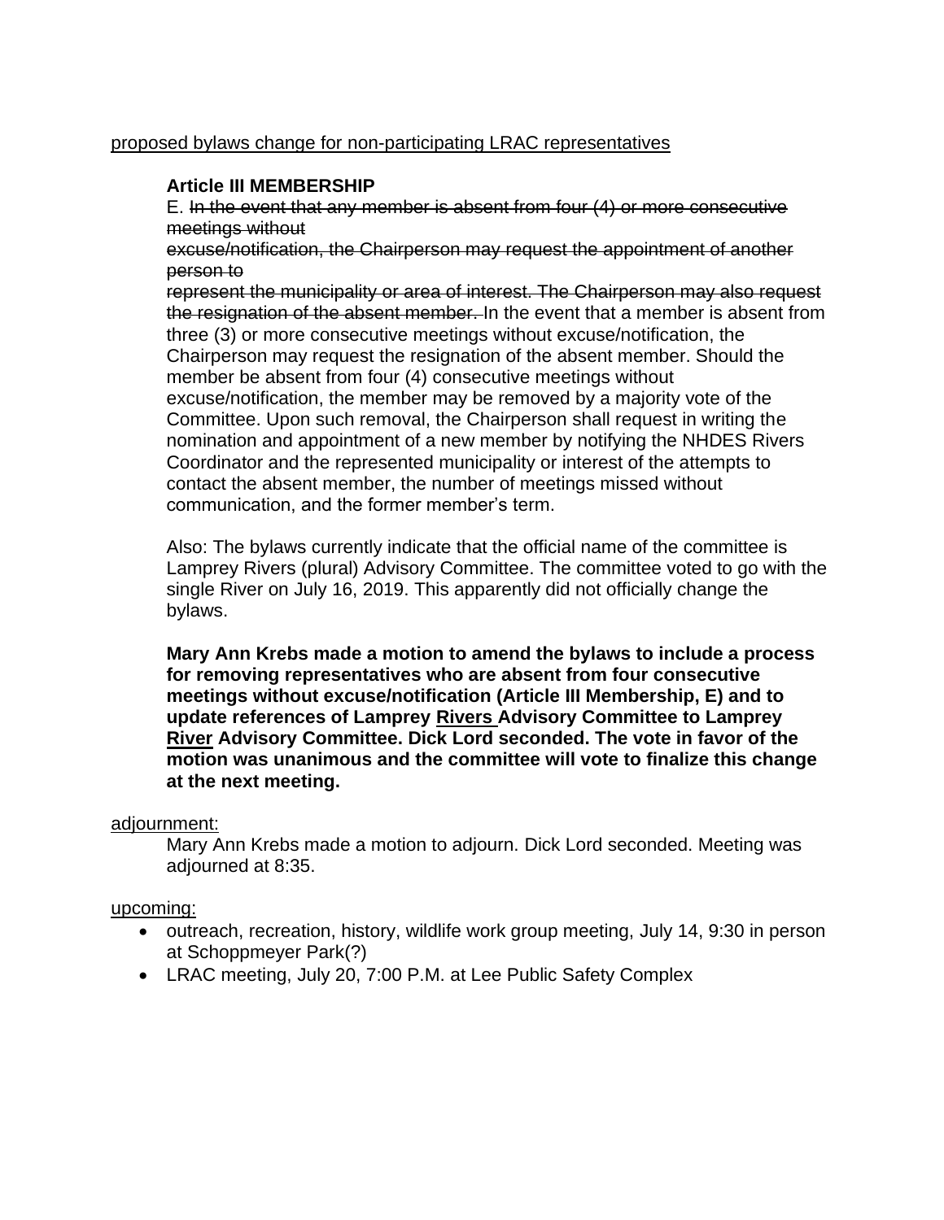<u>proposed bylaws change for non-participating LRAC representatives</u>

**Article III MEMBERSHIP**

E. ~~In the event that any member is absent from four (4) or more consecutive meetings without excuse/notification, the Chairperson may request the appointment of another person to represent the municipality or area of interest. The Chairperson may also request the resignation of the absent member.~~ In the event that a member is absent from three (3) or more consecutive meetings without excuse/notification, the Chairperson may request the resignation of the absent member. Should the member be absent from four (4) consecutive meetings without excuse/notification, the member may be removed by a majority vote of the Committee. Upon such removal, the Chairperson shall request in writing the nomination and appointment of a new member by notifying the NHDES Rivers Coordinator and the represented municipality or interest of the attempts to contact the absent member, the number of meetings missed without communication, and the former member's term.

Also: The bylaws currently indicate that the official name of the committee is Lamprey Rivers (plural) Advisory Committee. The committee voted to go with the single River on July 16, 2019. This apparently did not officially change the bylaws.

**Mary Ann Krebs made a motion to amend the bylaws to include a process for removing representatives who are absent from four consecutive meetings without excuse/notification (Article III Membership, E) and to update references of Lamprey <u>Rivers</u> Advisory Committee to Lamprey <u>River</u> Advisory Committee. Dick Lord seconded. The vote in favor of the motion was unanimous and the committee will vote to finalize this change at the next meeting.**

<u>adjournment:</u>

Mary Ann Krebs made a motion to adjourn. Dick Lord seconded. Meeting was adjourned at 8:35.

<u>upcoming:</u>

- outreach, recreation, history, wildlife work group meeting, July 14, 9:30 in person at Schoppmeyer Park(?)
- LRAC meeting, July 20, 7:00 P.M. at Lee Public Safety Complex